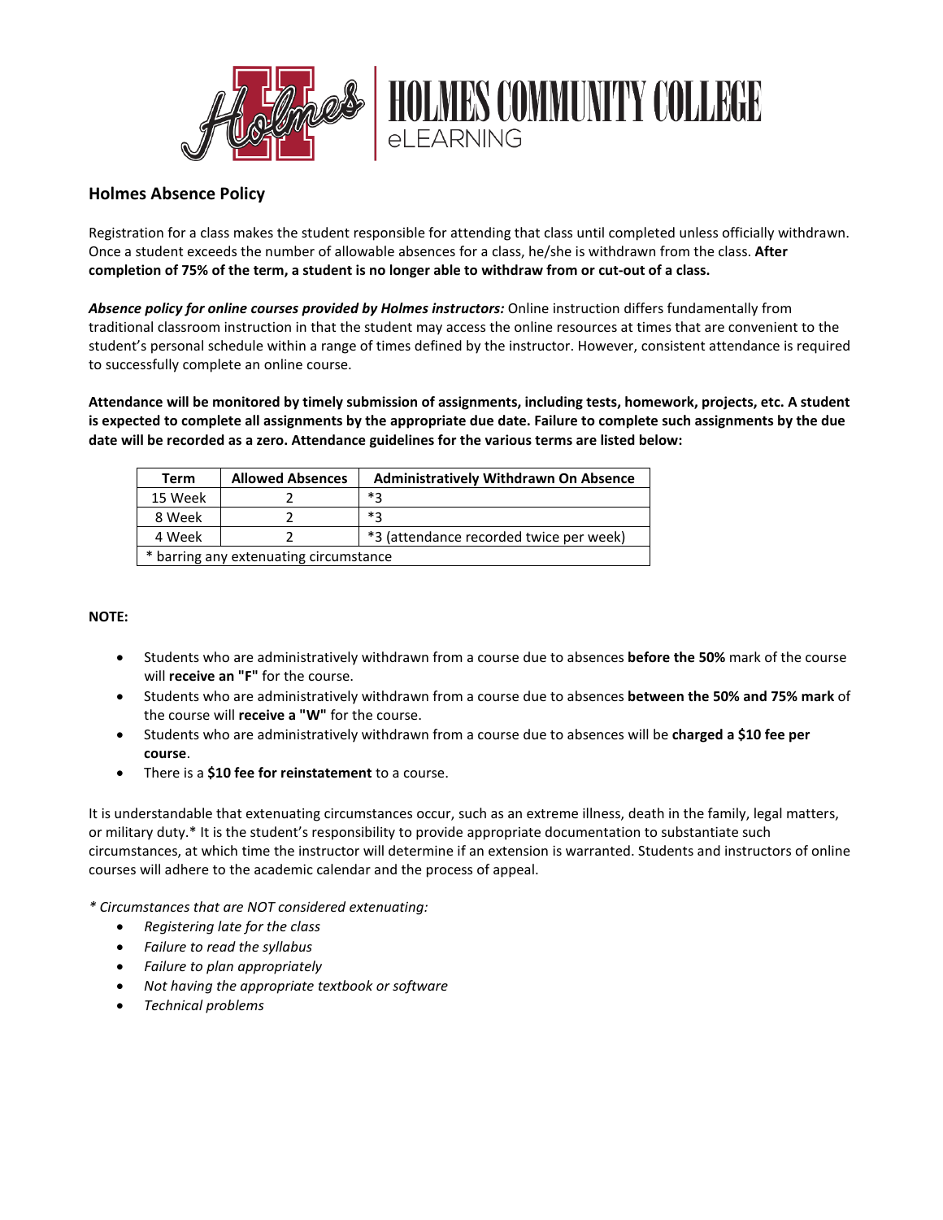HOLMES COMMUNITY COLLEGE
eLEARNING

## Holmes Absence Policy

Registration for a class makes the student responsible for attending that class until completed unless officially withdrawn. Once a student exceeds the number of allowable absences for a class, he/she is withdrawn from the class. **After completion of 75% of the term, a student is no longer able to withdraw from or cut-out of a class.**

***Absence policy for online courses provided by Holmes instructors:*** Online instruction differs fundamentally from traditional classroom instruction in that the student may access the online resources at times that are convenient to the student's personal schedule within a range of times defined by the instructor. However, consistent attendance is required to successfully complete an online course.

**Attendance will be monitored by timely submission of assignments, including tests, homework, projects, etc. A student is expected to complete all assignments by the appropriate due date. Failure to complete such assignments by the due date will be recorded as a zero. Attendance guidelines for the various terms are listed below:**

| Term | Allowed Absences | Administratively Withdrawn On Absence |
|---|---|---|
| 15 Week | 2 | *3 |
| 8 Week | 2 | *3 |
| 4 Week | 2 | *3 (attendance recorded twice per week) |
| * barring any extenuating circumstance | | |

**NOTE:**

- Students who are administratively withdrawn from a course due to absences **before the 50%** mark of the course will **receive an "F"** for the course.
- Students who are administratively withdrawn from a course due to absences **between the 50% and 75% mark** of the course will **receive a "W"** for the course.
- Students who are administratively withdrawn from a course due to absences will be **charged a $10 fee per course**.
- There is a **$10 fee for reinstatement** to a course.

It is understandable that extenuating circumstances occur, such as an extreme illness, death in the family, legal matters, or military duty.* It is the student's responsibility to provide appropriate documentation to substantiate such circumstances, at which time the instructor will determine if an extension is warranted. Students and instructors of online courses will adhere to the academic calendar and the process of appeal.

*\* Circumstances that are NOT considered extenuating:*

- *Registering late for the class*
- *Failure to read the syllabus*
- *Failure to plan appropriately*
- *Not having the appropriate textbook or software*
- *Technical problems*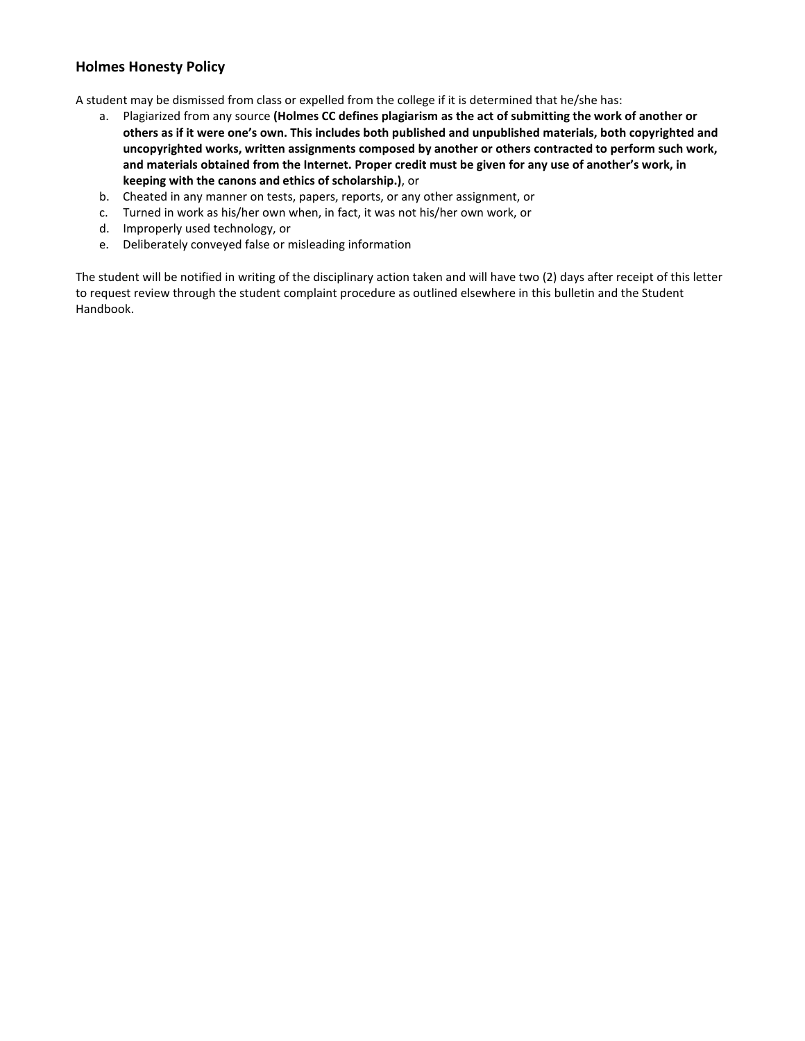### Holmes Honesty Policy

A student may be dismissed from class or expelled from the college if it is determined that he/she has:

a. Plagiarized from any source **(Holmes CC defines plagiarism as the act of submitting the work of another or others as if it were one's own. This includes both published and unpublished materials, both copyrighted and uncopyrighted works, written assignments composed by another or others contracted to perform such work, and materials obtained from the Internet. Proper credit must be given for any use of another's work, in keeping with the canons and ethics of scholarship.)**, or
b. Cheated in any manner on tests, papers, reports, or any other assignment, or
c. Turned in work as his/her own when, in fact, it was not his/her own work, or
d. Improperly used technology, or
e. Deliberately conveyed false or misleading information

The student will be notified in writing of the disciplinary action taken and will have two (2) days after receipt of this letter to request review through the student complaint procedure as outlined elsewhere in this bulletin and the Student Handbook.